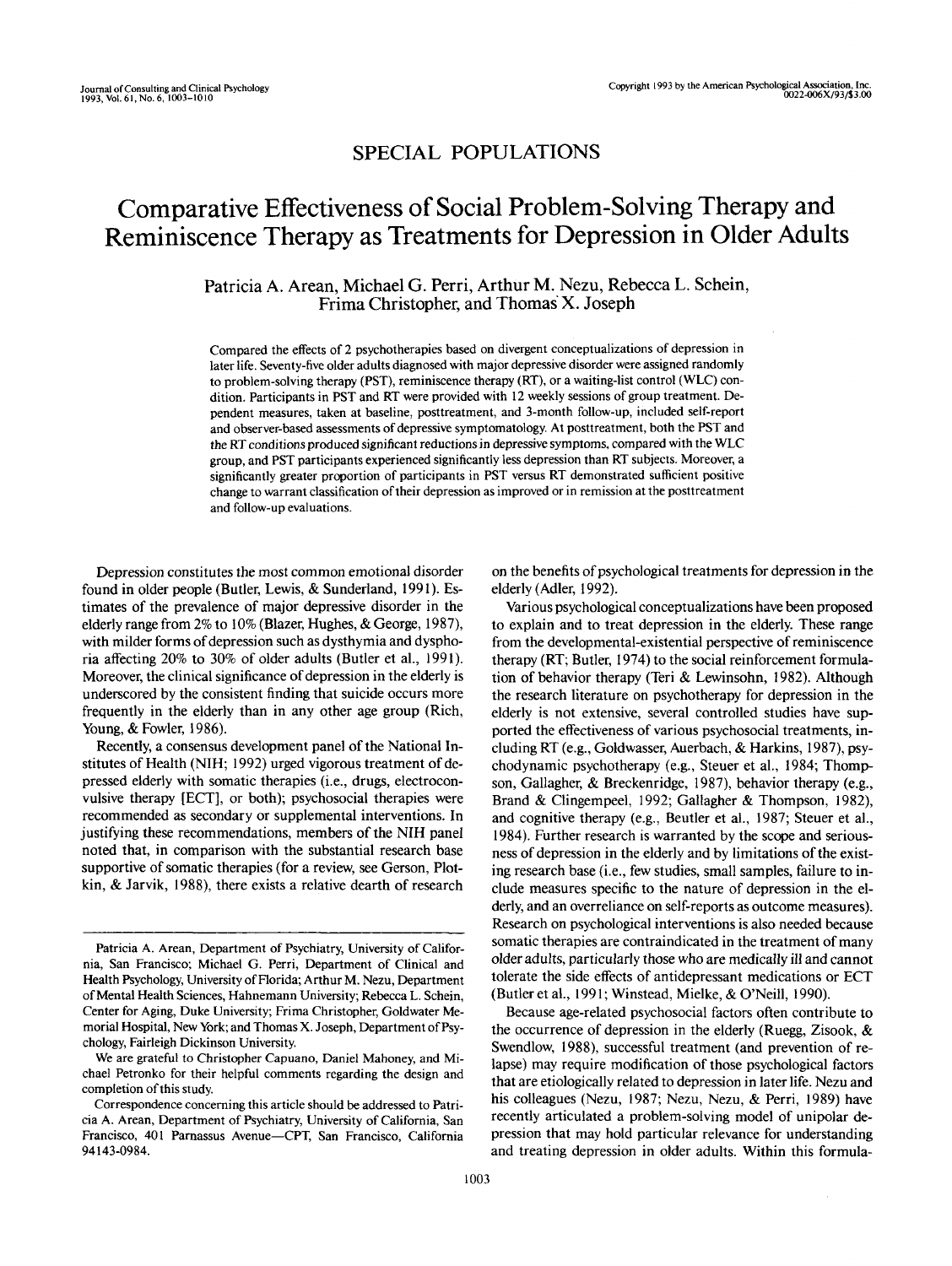## SPECIAL POPULATIONS

# Comparative Effectiveness of Social Problem-Solving Therapy and Reminiscence Therapy as Treatments for Depression in Older Adults

Patricia A. Arean, Michael G. Perri, Arthur M. Nezu, Rebecca L. Schein, Frima Christopher, and Thomas X. Joseph

Compared the effects of 2 psychotherapies based on divergent conceptualizations of depression in later life. Seventy-five older adults diagnosed with major depressive disorder were assigned randomly to problem-solving therapy (PST), reminiscence therapy (RT), or a waiting-list control (WLC) condition. Participants in PST and RT were provided with 12 weekly sessions of group treatment. Dependent measures, taken at baseline, posttreatment, and 3-month follow-up, included self-report and observer-based assessments of depressive symptomatology. At posttreatment, both the PST and the RT conditions produced significant reductions in depressive symptoms, compared with the WLC group, and PST participants experienced significantly less depression than RT subjects. Moreover, a significantly greater proportion of participants in PST versus RT demonstrated sufficient positive change to warrant classification of their depression as improved or in remission at the posttreatment and follow-up evaluations.

Depression constitutes the most common emotional disorder found in older people (Butler, Lewis, & Sunderland, 1991). Estimates of the prevalence of major depressive disorder in the elderly range from 2% to 10% (Blazer, Hughes, & George, 1987), with milder forms of depression such as dysthymia and dysphoria affecting 20% to 30% of older adults (Butler et al., 1991). Moreover, the clinical significance of depression in the elderly is underscored by the consistent finding that suicide occurs more frequently in the elderly than in any other age group (Rich, Young, & Fowler, 1986).

Recently, a consensus development panel of the National Institutes of Health (NIH; 1992) urged vigorous treatment of depressed elderly with somatic therapies (i.e., drugs, electroconvulsive therapy [ECT], or both); psychosocial therapies were recommended as secondary or supplemental interventions. In justifying these recommendations, members of the NIH panel noted that, in comparison with the substantial research base supportive of somatic therapies (for a review, see Gerson, Plotkin, & Jarvik, 1988), there exists a relative dearth of research on the benefits of psychological treatments for depression in the elderly (Adler, 1992).

Various psychological conceptualizations have been proposed to explain and to treat depression in the elderly. These range from the developmental-existential perspective of reminiscence therapy (RT; Butler, 1974) to the social reinforcement formulation of behavior therapy (Teri & Lewinsohn, 1982). Although the research literature on psychotherapy for depression in the elderly is not extensive, several controlled studies have supported the effectiveness of various psychosocial treatments, including RT (e.g., Goldwasser, Auerbach, & Harkins, 1987), psychodynamic psychotherapy (e.g., Steuer et al., 1984; Thompson, Gallagher, & Breckenridge, 1987), behavior therapy (e.g., Brand & Clingempeel, 1992; Gallagher & Thompson, 1982), and cognitive therapy (e.g., Beutler et al., 1987; Steuer et al., 1984). Further research is warranted by the scope and seriousness of depression in the elderly and by limitations of the existing research base (i.e., few studies, small samples, failure to include measures specific to the nature of depression in the elderly, and an overreliance on self-reports as outcome measures). Research on psychological interventions is also needed because somatic therapies are contraindicated in the treatment of many older adults, particularly those who are medically ill and cannot tolerate the side effects of antidepressant medications or ECT (Butler et al., 1991; Winstead, Mielke, & O'Neill, 1990).

Because age-related psychosocial factors often contribute to the occurrence of depression in the elderly (Ruegg, Zisook, & Swendlow, 1988), successful treatment (and prevention of relapse) may require modification of those psychological factors that are etiologically related to depression in later life. Nezu and his colleagues (Nezu, 1987; Nezu, Nezu, & Perri, 1989) have recently articulated a problem-solving model of unipolar depression that may hold particular relevance for understanding and treating depression in older adults. Within this formula-

---

Patricia A. Arean, Department of Psychiatry, University of California, San Francisco; Michael G. Perri, Department of Clinical and Health Psychology, University of Florida; Arthur M. Nezu, Department of Mental Health Sciences, Hahnemann University; Rebecca L. Schein, Center for Aging, Duke University; Frima Christopher, Goldwater Memorial Hospital, New York; and Thomas X. Joseph, Department of Psychology, Fairleigh Dickinson University.

We are grateful to Christopher Capuano, Daniel Mahoney, and Michael Petronko for their helpful comments regarding the design and completion of this study.

Correspondence concerning this article should be addressed to Patricia A. Arean, Department of Psychiatry, University of California, San Francisco, 401 Parnassus Avenue—CPT, San Francisco, California 94143-0984.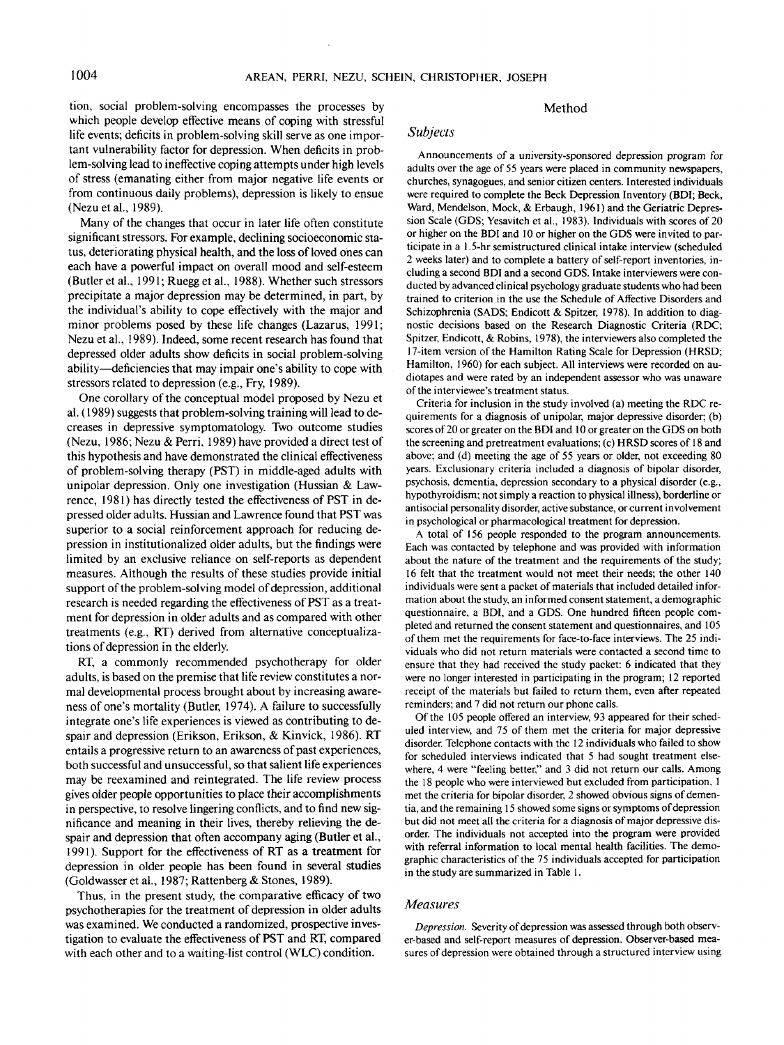tion, social problem-solving encompasses the processes by which people develop effective means of coping with stressful life events; deficits in problem-solving skill serve as one important vulnerability factor for depression. When deficits in problem-solving lead to ineffective coping attempts under high levels of stress (emanating either from major negative life events or from continuous daily problems), depression is likely to ensue (Nezu et al., 1989).

Many of the changes that occur in later life often constitute significant stressors. For example, declining socioeconomic status, deteriorating physical health, and the loss of loved ones can each have a powerful impact on overall mood and self-esteem (Butler et al., 1991; Ruegg et al., 1988). Whether such stressors precipitate a major depression may be determined, in part, by the individual's ability to cope effectively with the major and minor problems posed by these life changes (Lazarus, 1991; Nezu et al., 1989). Indeed, some recent research has found that depressed older adults show deficits in social problem-solving ability—deficiencies that may impair one's ability to cope with stressors related to depression (e.g., Fry, 1989).

One corollary of the conceptual model proposed by Nezu et al. (1989) suggests that problem-solving training will lead to decreases in depressive symptomatology. Two outcome studies (Nezu, 1986; Nezu & Perri, 1989) have provided a direct test of this hypothesis and have demonstrated the clinical effectiveness of problem-solving therapy (PST) in middle-aged adults with unipolar depression. Only one investigation (Hussian & Lawrence, 1981) has directly tested the effectiveness of PST in depressed older adults. Hussian and Lawrence found that PST was superior to a social reinforcement approach for reducing depression in institutionalized older adults, but the findings were limited by an exclusive reliance on self-reports as dependent measures. Although the results of these studies provide initial support of the problem-solving model of depression, additional research is needed regarding the effectiveness of PST as a treatment for depression in older adults and as compared with other treatments (e.g., RT) derived from alternative conceptualizations of depression in the elderly.

RT, a commonly recommended psychotherapy for older adults, is based on the premise that life review constitutes a normal developmental process brought about by increasing awareness of one's mortality (Butler, 1974). A failure to successfully integrate one's life experiences is viewed as contributing to despair and depression (Erikson, Erikson, & Kinvick, 1986). RT entails a progressive return to an awareness of past experiences, both successful and unsuccessful, so that salient life experiences may be reexamined and reintegrated. The life review process gives older people opportunities to place their accomplishments in perspective, to resolve lingering conflicts, and to find new significance and meaning in their lives, thereby relieving the despair and depression that often accompany aging (Butler et al., 1991). Support for the effectiveness of RT as a treatment for depression in older people has been found in several studies (Goldwasser et al., 1987; Rattenberg & Stones, 1989).

Thus, in the present study, the comparative efficacy of two psychotherapies for the treatment of depression in older adults was examined. We conducted a randomized, prospective investigation to evaluate the effectiveness of PST and RT, compared with each other and to a waiting-list control (WLC) condition.

## Method

### *Subjects*

Announcements of a university-sponsored depression program for adults over the age of 55 years were placed in community newspapers, churches, synagogues, and senior citizen centers. Interested individuals were required to complete the Beck Depression Inventory (BDI; Beck, Ward, Mendelson, Mock, & Erbaugh, 1961) and the Geriatric Depression Scale (GDS; Yesavitch et al., 1983). Individuals with scores of 20 or higher on the BDI and 10 or higher on the GDS were invited to participate in a 1.5-hr semistructured clinical intake interview (scheduled 2 weeks later) and to complete a battery of self-report inventories, including a second BDI and a second GDS. Intake interviewers were conducted by advanced clinical psychology graduate students who had been trained to criterion in the use the Schedule of Affective Disorders and Schizophrenia (SADS; Endicott & Spitzer, 1978). In addition to diagnostic decisions based on the Research Diagnostic Criteria (RDC; Spitzer, Endicott, & Robins, 1978), the interviewers also completed the 17-item version of the Hamilton Rating Scale for Depression (HRSD; Hamilton, 1960) for each subject. All interviews were recorded on audiotapes and were rated by an independent assessor who was unaware of the interviewee's treatment status.

Criteria for inclusion in the study involved (a) meeting the RDC requirements for a diagnosis of unipolar, major depressive disorder; (b) scores of 20 or greater on the BDI and 10 or greater on the GDS on both the screening and pretreatment evaluations; (c) HRSD scores of 18 and above; and (d) meeting the age of 55 years or older, not exceeding 80 years. Exclusionary criteria included a diagnosis of bipolar disorder, psychosis, dementia, depression secondary to a physical disorder (e.g., hypothyroidism; not simply a reaction to physical illness), borderline or antisocial personality disorder, active substance, or current involvement in psychological or pharmacological treatment for depression.

A total of 156 people responded to the program announcements. Each was contacted by telephone and was provided with information about the nature of the treatment and the requirements of the study; 16 felt that the treatment would not meet their needs; the other 140 individuals were sent a packet of materials that included detailed information about the study, an informed consent statement, a demographic questionnaire, a BDI, and a GDS. One hundred fifteen people completed and returned the consent statement and questionnaires, and 105 of them met the requirements for face-to-face interviews. The 25 individuals who did not return materials were contacted a second time to ensure that they had received the study packet: 6 indicated that they were no longer interested in participating in the program; 12 reported receipt of the materials but failed to return them, even after repeated reminders; and 7 did not return our phone calls.

Of the 105 people offered an interview, 93 appeared for their scheduled interview, and 75 of them met the criteria for major depressive disorder. Telephone contacts with the 12 individuals who failed to show for scheduled interviews indicated that 5 had sought treatment elsewhere, 4 were "feeling better," and 3 did not return our calls. Among the 18 people who were interviewed but excluded from participation, 1 met the criteria for bipolar disorder, 2 showed obvious signs of dementia, and the remaining 15 showed some signs or symptoms of depression but did not meet all the criteria for a diagnosis of major depressive disorder. The individuals not accepted into the program were provided with referral information to local mental health facilities. The demographic characteristics of the 75 individuals accepted for participation in the study are summarized in Table 1.

### *Measures*

*Depression.* Severity of depression was assessed through both observer-based and self-report measures of depression. Observer-based measures of depression were obtained through a structured interview using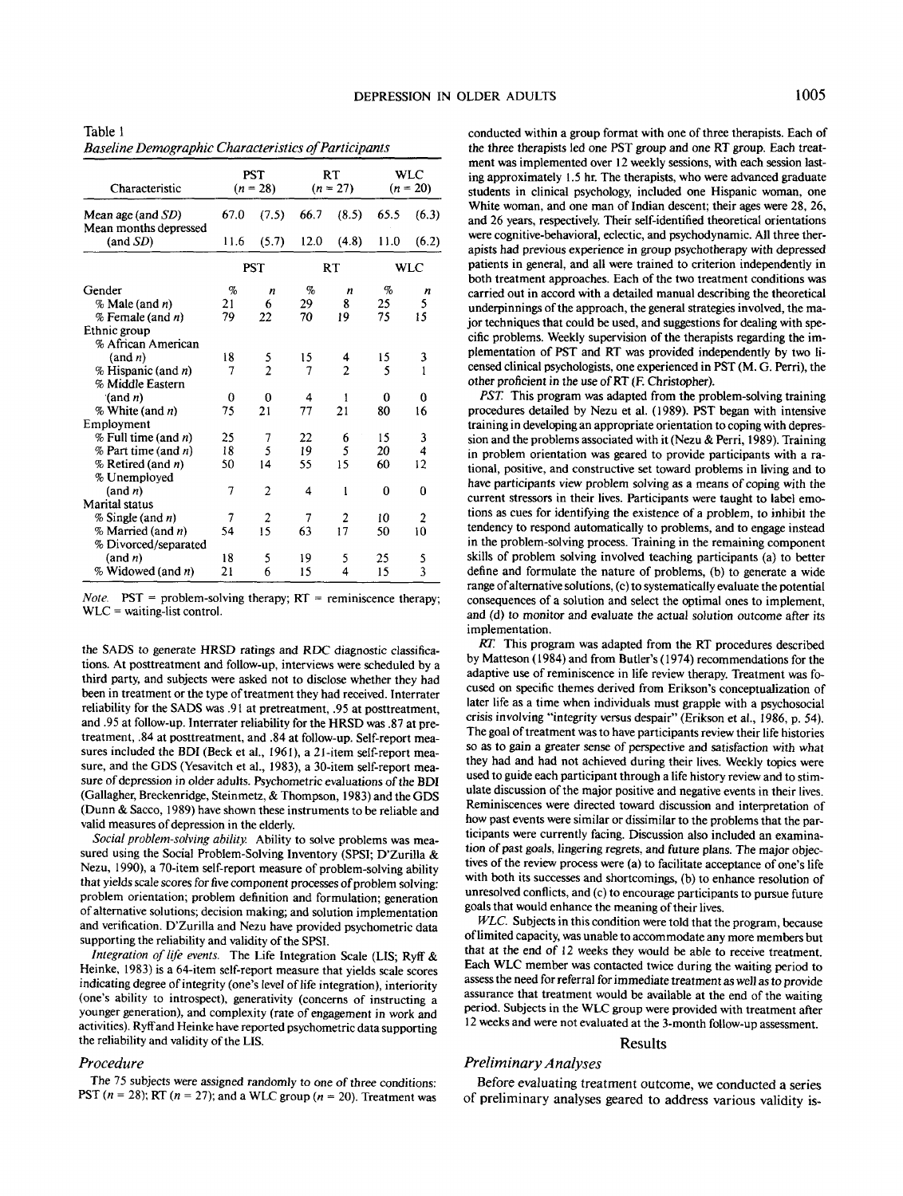Table 1
*Baseline Demographic Characteristics of Participants*

| Characteristic | PST ($n$ = 28) | | RT ($n$ = 27) | | WLC ($n$ = 20) | |
|---|---|---|---|---|---|---|
| Mean age (and *SD*) | 67.0 | (7.5) | 66.7 | (8.5) | 65.5 | (6.3) |
| Mean months depressed (and *SD*) | 11.6 | (5.7) | 12.0 | (4.8) | 11.0 | (6.2) |
| | PST | | RT | | WLC | |
| Gender | % | *n* | % | *n* | % | *n* |
| % Male (and *n*) | 21 | 6 | 29 | 8 | 25 | 5 |
| % Female (and *n*) | 79 | 22 | 70 | 19 | 75 | 15 |
| Ethnic group | | | | | | |
| % African American (and *n*) | 18 | 5 | 15 | 4 | 15 | 3 |
| % Hispanic (and *n*) | 7 | 2 | 7 | 2 | 5 | 1 |
| % Middle Eastern (and *n*) | 0 | 0 | 4 | 1 | 0 | 0 |
| % White (and *n*) | 75 | 21 | 77 | 21 | 80 | 16 |
| Employment | | | | | | |
| % Full time (and *n*) | 25 | 7 | 22 | 6 | 15 | 3 |
| % Part time (and *n*) | 18 | 5 | 19 | 5 | 20 | 4 |
| % Retired (and *n*) | 50 | 14 | 55 | 15 | 60 | 12 |
| % Unemployed (and *n*) | 7 | 2 | 4 | 1 | 0 | 0 |
| Marital status | | | | | | |
| % Single (and *n*) | 7 | 2 | 7 | 2 | 10 | 2 |
| % Married (and *n*) | 54 | 15 | 63 | 17 | 50 | 10 |
| % Divorced/separated (and *n*) | 18 | 5 | 19 | 5 | 25 | 5 |
| % Widowed (and *n*) | 21 | 6 | 15 | 4 | 15 | 3 |

*Note.* PST = problem-solving therapy; RT = reminiscence therapy; WLC = waiting-list control.

the SADS to generate HRSD ratings and RDC diagnostic classifications. At posttreatment and follow-up, interviews were scheduled by a third party, and subjects were asked not to disclose whether they had been in treatment or the type of treatment they had received. Interrater reliability for the SADS was .91 at pretreatment, .95 at posttreatment, and .95 at follow-up. Interrater reliability for the HRSD was .87 at pretreatment, .84 at posttreatment, and .84 at follow-up. Self-report measures included the BDI (Beck et al., 1961), a 21-item self-report measure, and the GDS (Yesavitch et al., 1983), a 30-item self-report measure of depression in older adults. Psychometric evaluations of the BDI (Gallagher, Breckenridge, Steinmetz, & Thompson, 1983) and the GDS (Dunn & Sacco, 1989) have shown these instruments to be reliable and valid measures of depression in the elderly.

*Social problem-solving ability.* Ability to solve problems was measured using the Social Problem-Solving Inventory (SPSI; D'Zurilla & Nezu, 1990), a 70-item self-report measure of problem-solving ability that yields scale scores for five component processes of problem solving: problem orientation; problem definition and formulation; generation of alternative solutions; decision making; and solution implementation and verification. D'Zurilla and Nezu have provided psychometric data supporting the reliability and validity of the SPSI.

*Integration of life events.* The Life Integration Scale (LIS; Ryff & Heinke, 1983) is a 64-item self-report measure that yields scale scores indicating degree of integrity (one's level of life integration), interiority (one's ability to introspect), generativity (concerns of instructing a younger generation), and complexity (rate of engagement in work and activities). Ryff and Heinke have reported psychometric data supporting the reliability and validity of the LIS.

## Procedure

The 75 subjects were assigned randomly to one of three conditions: PST ($n$ = 28); RT ($n$ = 27); and a WLC group ($n$ = 20). Treatment was conducted within a group format with one of three therapists. Each of the three therapists led one PST group and one RT group. Each treatment was implemented over 12 weekly sessions, with each session lasting approximately 1.5 hr. The therapists, who were advanced graduate students in clinical psychology, included one Hispanic woman, one White woman, and one man of Indian descent; their ages were 28, 26, and 26 years, respectively. Their self-identified theoretical orientations were cognitive-behavioral, eclectic, and psychodynamic. All three therapists had previous experience in group psychotherapy with depressed patients in general, and all were trained to criterion independently in both treatment approaches. Each of the two treatment conditions was carried out in accord with a detailed manual describing the theoretical underpinnings of the approach, the general strategies involved, the major techniques that could be used, and suggestions for dealing with specific problems. Weekly supervision of the therapists regarding the implementation of PST and RT was provided independently by two licensed clinical psychologists, one experienced in PST (M. G. Perri), the other proficient in the use of RT (F. Christopher).

*PST.* This program was adapted from the problem-solving training procedures detailed by Nezu et al. (1989). PST began with intensive training in developing an appropriate orientation to coping with depression and the problems associated with it (Nezu & Perri, 1989). Training in problem orientation was geared to provide participants with a rational, positive, and constructive set toward problems in living and to have participants view problem solving as a means of coping with the current stressors in their lives. Participants were taught to label emotions as cues for identifying the existence of a problem, to inhibit the tendency to respond automatically to problems, and to engage instead in the problem-solving process. Training in the remaining component skills of problem solving involved teaching participants (a) to better define and formulate the nature of problems, (b) to generate a wide range of alternative solutions, (c) to systematically evaluate the potential consequences of a solution and select the optimal ones to implement, and (d) to monitor and evaluate the actual solution outcome after its implementation.

*RT.* This program was adapted from the RT procedures described by Matteson (1984) and from Butler's (1974) recommendations for the adaptive use of reminiscence in life review therapy. Treatment was focused on specific themes derived from Erikson's conceptualization of later life as a time when individuals must grapple with a psychosocial crisis involving "integrity versus despair" (Erikson et al., 1986, p. 54). The goal of treatment was to have participants review their life histories so as to gain a greater sense of perspective and satisfaction with what they had and had not achieved during their lives. Weekly topics were used to guide each participant through a life history review and to stimulate discussion of the major positive and negative events in their lives. Reminiscences were directed toward discussion and interpretation of how past events were similar or dissimilar to the problems that the participants were currently facing. Discussion also included an examination of past goals, lingering regrets, and future plans. The major objectives of the review process were (a) to facilitate acceptance of one's life with both its successes and shortcomings, (b) to enhance resolution of unresolved conflicts, and (c) to encourage participants to pursue future goals that would enhance the meaning of their lives.

*WLC.* Subjects in this condition were told that the program, because of limited capacity, was unable to accommodate any more members but that at the end of 12 weeks they would be able to receive treatment. Each WLC member was contacted twice during the waiting period to assess the need for referral for immediate treatment as well as to provide assurance that treatment would be available at the end of the waiting period. Subjects in the WLC group were provided with treatment after 12 weeks and were not evaluated at the 3-month follow-up assessment.

# Results

## Preliminary Analyses

Before evaluating treatment outcome, we conducted a series of preliminary analyses geared to address various validity is-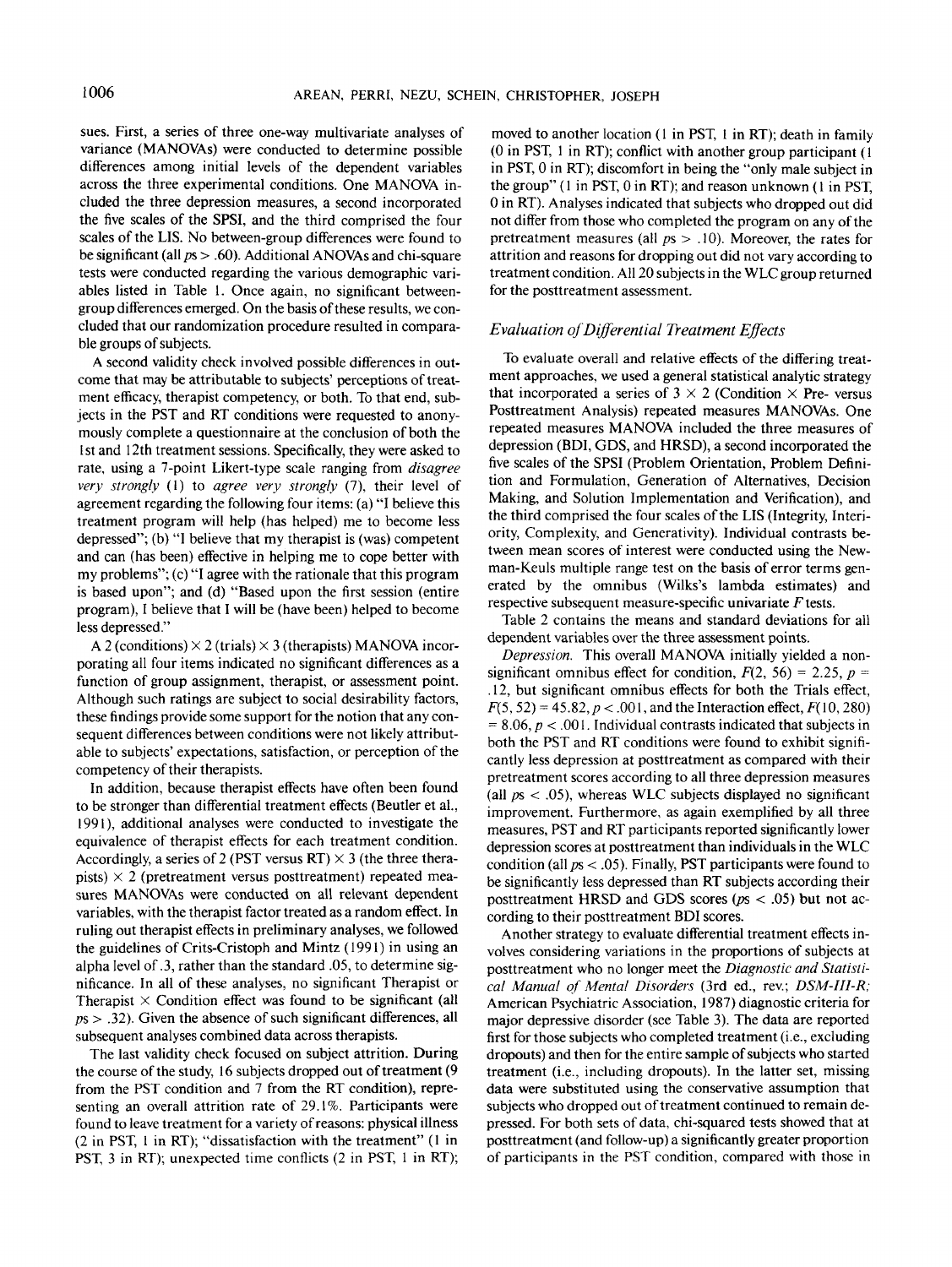sues. First, a series of three one-way multivariate analyses of variance (MANOVAs) were conducted to determine possible differences among initial levels of the dependent variables across the three experimental conditions. One MANOVA included the three depression measures, a second incorporated the five scales of the SPSI, and the third comprised the four scales of the LIS. No between-group differences were found to be significant (all $ps > .60$). Additional ANOVAs and chi-square tests were conducted regarding the various demographic variables listed in Table 1. Once again, no significant between-group differences emerged. On the basis of these results, we concluded that our randomization procedure resulted in comparable groups of subjects.

A second validity check involved possible differences in outcome that may be attributable to subjects' perceptions of treatment efficacy, therapist competency, or both. To that end, subjects in the PST and RT conditions were requested to anonymously complete a questionnaire at the conclusion of both the 1st and 12th treatment sessions. Specifically, they were asked to rate, using a 7-point Likert-type scale ranging from *disagree very strongly* (1) to *agree very strongly* (7), their level of agreement regarding the following four items: (a) "I believe this treatment program will help (has helped) me to become less depressed"; (b) "I believe that my therapist is (was) competent and can (has been) effective in helping me to cope better with my problems"; (c) "I agree with the rationale that this program is based upon"; and (d) "Based upon the first session (entire program), I believe that I will be (have been) helped to become less depressed."

A 2 (conditions) × 2 (trials) × 3 (therapists) MANOVA incorporating all four items indicated no significant differences as a function of group assignment, therapist, or assessment point. Although such ratings are subject to social desirability factors, these findings provide some support for the notion that any consequent differences between conditions were not likely attributable to subjects' expectations, satisfaction, or perception of the competency of their therapists.

In addition, because therapist effects have often been found to be stronger than differential treatment effects (Beutler et al., 1991), additional analyses were conducted to investigate the equivalence of therapist effects for each treatment condition. Accordingly, a series of 2 (PST versus RT) × 3 (the three therapists) × 2 (pretreatment versus posttreatment) repeated measures MANOVAs were conducted on all relevant dependent variables, with the therapist factor treated as a random effect. In ruling out therapist effects in preliminary analyses, we followed the guidelines of Crits-Cristoph and Mintz (1991) in using an alpha level of .3, rather than the standard .05, to determine significance. In all of these analyses, no significant Therapist or Therapist × Condition effect was found to be significant (all $ps > .32$). Given the absence of such significant differences, all subsequent analyses combined data across therapists.

The last validity check focused on subject attrition. During the course of the study, 16 subjects dropped out of treatment (9 from the PST condition and 7 from the RT condition), representing an overall attrition rate of 29.1%. Participants were found to leave treatment for a variety of reasons: physical illness (2 in PST, 1 in RT); "dissatisfaction with the treatment" (1 in PST, 3 in RT); unexpected time conflicts (2 in PST, 1 in RT); moved to another location (1 in PST, 1 in RT); death in family (0 in PST, 1 in RT); conflict with another group participant (1 in PST, 0 in RT); discomfort in being the "only male subject in the group" (1 in PST, 0 in RT); and reason unknown (1 in PST, 0 in RT). Analyses indicated that subjects who dropped out did not differ from those who completed the program on any of the pretreatment measures (all $ps > .10$). Moreover, the rates for attrition and reasons for dropping out did not vary according to treatment condition. All 20 subjects in the WLC group returned for the posttreatment assessment.

### *Evaluation of Differential Treatment Effects*

To evaluate overall and relative effects of the differing treatment approaches, we used a general statistical analytic strategy that incorporated a series of 3 × 2 (Condition × Pre- versus Posttreatment Analysis) repeated measures MANOVAs. One repeated measures MANOVA included the three measures of depression (BDI, GDS, and HRSD), a second incorporated the five scales of the SPSI (Problem Orientation, Problem Definition and Formulation, Generation of Alternatives, Decision Making, and Solution Implementation and Verification), and the third comprised the four scales of the LIS (Integrity, Interiority, Complexity, and Generativity). Individual contrasts between mean scores of interest were conducted using the Newman-Keuls multiple range test on the basis of error terms generated by the omnibus (Wilks's lambda estimates) and respective subsequent measure-specific univariate $F$ tests.

Table 2 contains the means and standard deviations for all dependent variables over the three assessment points.

*Depression.* This overall MANOVA initially yielded a nonsignificant omnibus effect for condition, $F(2, 56) = 2.25$, $p = .12$, but significant omnibus effects for both the Trials effect, $F(5, 52) = 45.82$, $p < .001$, and the Interaction effect, $F(10, 280) = 8.06$, $p < .001$. Individual contrasts indicated that subjects in both the PST and RT conditions were found to exhibit significantly less depression at posttreatment as compared with their pretreatment scores according to all three depression measures (all $ps < .05$), whereas WLC subjects displayed no significant improvement. Furthermore, as again exemplified by all three measures, PST and RT participants reported significantly lower depression scores at posttreatment than individuals in the WLC condition (all $ps < .05$). Finally, PST participants were found to be significantly less depressed than RT subjects according their posttreatment HRSD and GDS scores ($ps < .05$) but not according to their posttreatment BDI scores.

Another strategy to evaluate differential treatment effects involves considering variations in the proportions of subjects at posttreatment who no longer meet the *Diagnostic and Statistical Manual of Mental Disorders* (3rd ed., rev.; *DSM-III-R;* American Psychiatric Association, 1987) diagnostic criteria for major depressive disorder (see Table 3). The data are reported first for those subjects who completed treatment (i.e., excluding dropouts) and then for the entire sample of subjects who started treatment (i.e., including dropouts). In the latter set, missing data were substituted using the conservative assumption that subjects who dropped out of treatment continued to remain depressed. For both sets of data, chi-squared tests showed that at posttreatment (and follow-up) a significantly greater proportion of participants in the PST condition, compared with those in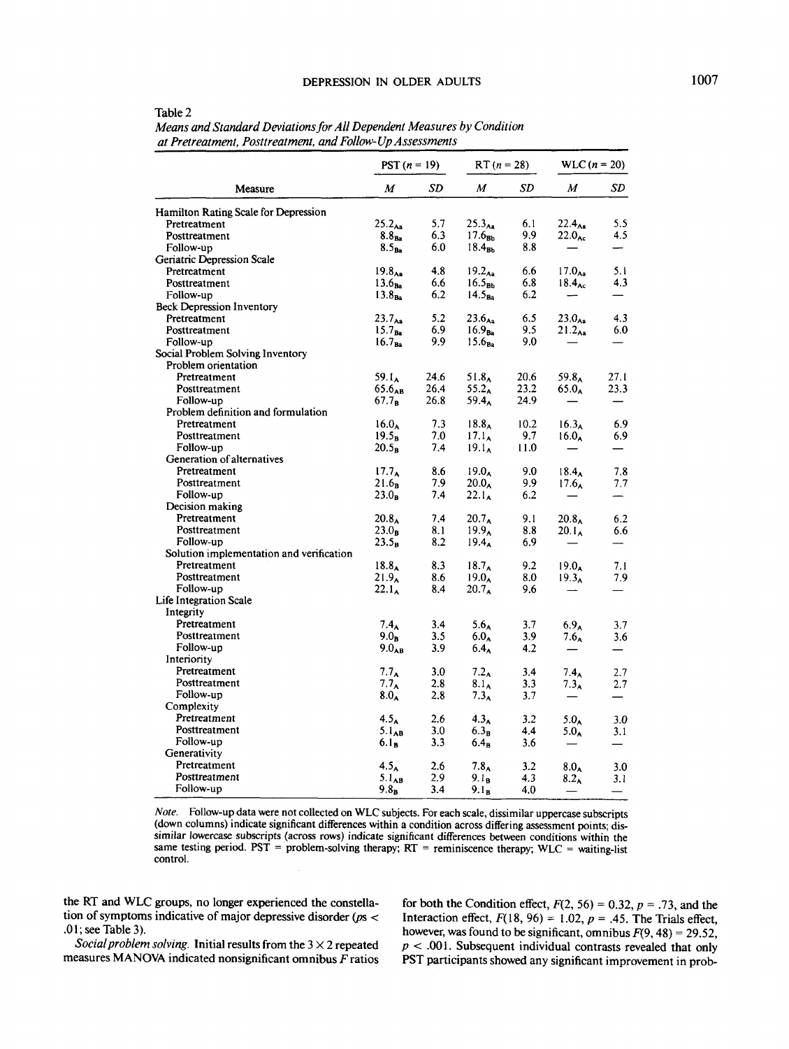Table 2

*Means and Standard Deviations for All Dependent Measures by Condition at Pretreatment, Posttreatment, and Follow-Up Assessments*

| Measure | PST ($n$ = 19) | | RT ($n$ = 28) | | WLC ($n$ = 20) | |
|---|---|---|---|---|---|---|
| | $M$ | $SD$ | $M$ | $SD$ | $M$ | $SD$ |
| Hamilton Rating Scale for Depression | | | | | | |
| Pretreatment | $25.2_{Aa}$ | 5.7 | $25.3_{Aa}$ | 6.1 | $22.4_{Aa}$ | 5.5 |
| Posttreatment | $8.8_{Ba}$ | 6.3 | $17.6_{Bb}$ | 9.9 | $22.0_{Ac}$ | 4.5 |
| Follow-up | $8.5_{Ba}$ | 6.0 | $18.4_{Bb}$ | 8.8 | — | — |
| Geriatric Depression Scale | | | | | | |
| Pretreatment | $19.8_{Aa}$ | 4.8 | $19.2_{Aa}$ | 6.6 | $17.0_{Aa}$ | 5.1 |
| Posttreatment | $13.6_{Ba}$ | 6.6 | $16.5_{Bb}$ | 6.8 | $18.4_{Ac}$ | 4.3 |
| Follow-up | $13.8_{Ba}$ | 6.2 | $14.5_{Ba}$ | 6.2 | — | — |
| Beck Depression Inventory | | | | | | |
| Pretreatment | $23.7_{Aa}$ | 5.2 | $23.6_{Aa}$ | 6.5 | $23.0_{Aa}$ | 4.3 |
| Posttreatment | $15.7_{Ba}$ | 6.9 | $16.9_{Ba}$ | 9.5 | $21.2_{Aa}$ | 6.0 |
| Follow-up | $16.7_{Ba}$ | 9.9 | $15.6_{Ba}$ | 9.0 | — | — |
| Social Problem Solving Inventory | | | | | | |
| Problem orientation | | | | | | |
| Pretreatment | $59.1_{A}$ | 24.6 | $51.8_{A}$ | 20.6 | $59.8_{A}$ | 27.1 |
| Posttreatment | $65.6_{AB}$ | 26.4 | $55.2_{A}$ | 23.2 | $65.0_{A}$ | 23.3 |
| Follow-up | $67.7_{B}$ | 26.8 | $59.4_{A}$ | 24.9 | — | — |
| Problem definition and formulation | | | | | | |
| Pretreatment | $16.0_{A}$ | 7.3 | $18.8_{A}$ | 10.2 | $16.3_{A}$ | 6.9 |
| Posttreatment | $19.5_{B}$ | 7.0 | $17.1_{A}$ | 9.7 | $16.0_{A}$ | 6.9 |
| Follow-up | $20.5_{B}$ | 7.4 | $19.1_{A}$ | 11.0 | — | — |
| Generation of alternatives | | | | | | |
| Pretreatment | $17.7_{A}$ | 8.6 | $19.0_{A}$ | 9.0 | $18.4_{A}$ | 7.8 |
| Posttreatment | $21.6_{B}$ | 7.9 | $20.0_{A}$ | 9.9 | $17.6_{A}$ | 7.7 |
| Follow-up | $23.0_{B}$ | 7.4 | $22.1_{A}$ | 6.2 | — | — |
| Decision making | | | | | | |
| Pretreatment | $20.8_{A}$ | 7.4 | $20.7_{A}$ | 9.1 | $20.8_{A}$ | 6.2 |
| Posttreatment | $23.0_{B}$ | 8.1 | $19.9_{A}$ | 8.8 | $20.1_{A}$ | 6.6 |
| Follow-up | $23.5_{B}$ | 8.2 | $19.4_{A}$ | 6.9 | — | — |
| Solution implementation and verification | | | | | | |
| Pretreatment | $18.8_{A}$ | 8.3 | $18.7_{A}$ | 9.2 | $19.0_{A}$ | 7.1 |
| Posttreatment | $21.9_{A}$ | 8.6 | $19.0_{A}$ | 8.0 | $19.3_{A}$ | 7.9 |
| Follow-up | $22.1_{A}$ | 8.4 | $20.7_{A}$ | 9.6 | — | — |
| Life Integration Scale | | | | | | |
| Integrity | | | | | | |
| Pretreatment | $7.4_{A}$ | 3.4 | $5.6_{A}$ | 3.7 | $6.9_{A}$ | 3.7 |
| Posttreatment | $9.0_{B}$ | 3.5 | $6.0_{A}$ | 3.9 | $7.6_{A}$ | 3.6 |
| Follow-up | $9.0_{AB}$ | 3.9 | $6.4_{A}$ | 4.2 | — | — |
| Interiority | | | | | | |
| Pretreatment | $7.7_{A}$ | 3.0 | $7.2_{A}$ | 3.4 | $7.4_{A}$ | 2.7 |
| Posttreatment | $7.7_{A}$ | 2.8 | $8.1_{A}$ | 3.3 | $7.3_{A}$ | 2.7 |
| Follow-up | $8.0_{A}$ | 2.8 | $7.3_{A}$ | 3.7 | — | — |
| Complexity | | | | | | |
| Pretreatment | $4.5_{A}$ | 2.6 | $4.3_{A}$ | 3.2 | $5.0_{A}$ | 3.0 |
| Posttreatment | $5.1_{AB}$ | 3.0 | $6.3_{B}$ | 4.4 | $5.0_{A}$ | 3.1 |
| Follow-up | $6.1_{B}$ | 3.3 | $6.4_{B}$ | 3.6 | — | — |
| Generativity | | | | | | |
| Pretreatment | $4.5_{A}$ | 2.6 | $7.8_{A}$ | 3.2 | $8.0_{A}$ | 3.0 |
| Posttreatment | $5.1_{AB}$ | 2.9 | $9.1_{B}$ | 4.3 | $8.2_{A}$ | 3.1 |
| Follow-up | $9.8_{B}$ | 3.4 | $9.1_{B}$ | 4.0 | — | — |

*Note.* Follow-up data were not collected on WLC subjects. For each scale, dissimilar uppercase subscripts (down columns) indicate significant differences within a condition across differing assessment points; dissimilar lowercase subscripts (across rows) indicate significant differences between conditions within the same testing period. PST = problem-solving therapy; RT = reminiscence therapy; WLC = waiting-list control.

the RT and WLC groups, no longer experienced the constellation of symptoms indicative of major depressive disorder ($ps < .01$; see Table 3).

*Social problem solving.* Initial results from the 3 × 2 repeated measures MANOVA indicated nonsignificant omnibus $F$ ratios for both the Condition effect, $F(2, 56) = 0.32$, $p = .73$, and the Interaction effect, $F(18, 96) = 1.02$, $p = .45$. The Trials effect, however, was found to be significant, omnibus $F(9, 48) = 29.52$, $p < .001$. Subsequent individual contrasts revealed that only PST participants showed any significant improvement in prob-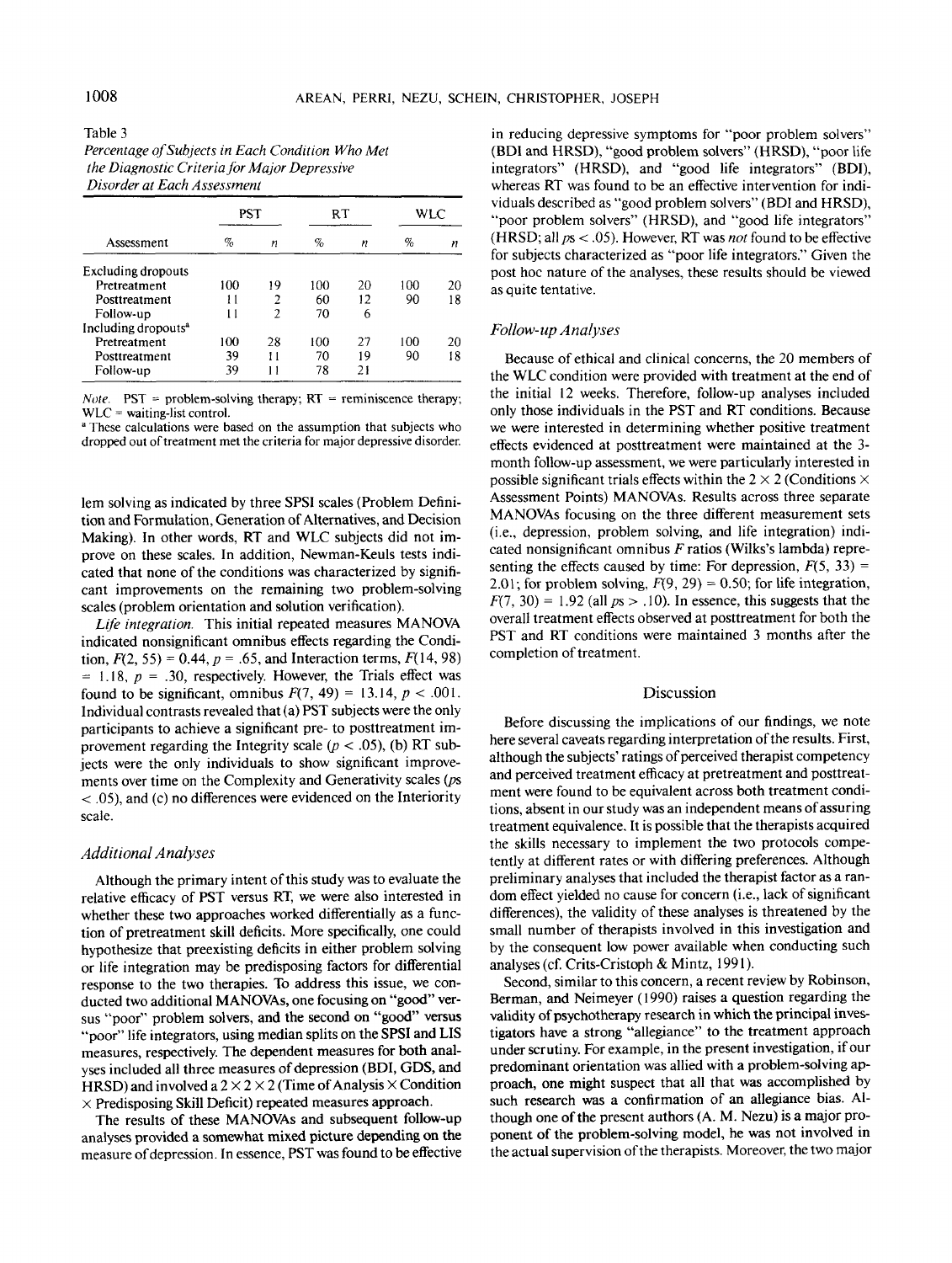Table 3

*Percentage of Subjects in Each Condition Who Met the Diagnostic Criteria for Major Depressive Disorder at Each Assessment*

| Assessment | PST | | RT | | WLC | |
|---|---|---|---|---|---|---|
| | % | *n* | % | *n* | % | *n* |
| Excluding dropouts | | | | | | |
| Pretreatment | 100 | 19 | 100 | 20 | 100 | 20 |
| Posttreatment | 11 | 2 | 60 | 12 | 90 | 18 |
| Follow-up | 11 | 2 | 70 | 6 | | |
| Including dropouts[a] | | | | | | |
| Pretreatment | 100 | 28 | 100 | 27 | 100 | 20 |
| Posttreatment | 39 | 11 | 70 | 19 | 90 | 18 |
| Follow-up | 39 | 11 | 78 | 21 | | |

*Note.* PST = problem-solving therapy; RT = reminiscence therapy; WLC = waiting-list control.

[a] These calculations were based on the assumption that subjects who dropped out of treatment met the criteria for major depressive disorder.

lem solving as indicated by three SPSI scales (Problem Definition and Formulation, Generation of Alternatives, and Decision Making). In other words, RT and WLC subjects did not improve on these scales. In addition, Newman-Keuls tests indicated that none of the conditions was characterized by significant improvements on the remaining two problem-solving scales (problem orientation and solution verification).

*Life integration.* This initial repeated measures MANOVA indicated nonsignificant omnibus effects regarding the Condition, $F(2, 55) = 0.44$, $p = .65$, and Interaction terms, $F(14, 98) = 1.18$, $p = .30$, respectively. However, the Trials effect was found to be significant, omnibus $F(7, 49) = 13.14$, $p < .001$. Individual contrasts revealed that (a) PST subjects were the only participants to achieve a significant pre- to posttreatment improvement regarding the Integrity scale ($p < .05$), (b) RT subjects were the only individuals to show significant improvements over time on the Complexity and Generativity scales ($ps < .05$), and (c) no differences were evidenced on the Interiority scale.

### Additional Analyses

Although the primary intent of this study was to evaluate the relative efficacy of PST versus RT, we were also interested in whether these two approaches worked differentially as a function of pretreatment skill deficits. More specifically, one could hypothesize that preexisting deficits in either problem solving or life integration may be predisposing factors for differential response to the two therapies. To address this issue, we conducted two additional MANOVAs, one focusing on "good" versus "poor" problem solvers, and the second on "good" versus "poor" life integrators, using median splits on the SPSI and LIS measures, respectively. The dependent measures for both analyses included all three measures of depression (BDI, GDS, and HRSD) and involved a $2 \times 2 \times 2$ (Time of Analysis × Condition × Predisposing Skill Deficit) repeated measures approach.

The results of these MANOVAs and subsequent follow-up analyses provided a somewhat mixed picture depending on the measure of depression. In essence, PST was found to be effective in reducing depressive symptoms for "poor problem solvers" (BDI and HRSD), "good problem solvers" (HRSD), "poor life integrators" (HRSD), and "good life integrators" (BDI), whereas RT was found to be an effective intervention for individuals described as "good problem solvers" (BDI and HRSD), "poor problem solvers" (HRSD), and "good life integrators" (HRSD; all $ps < .05$). However, RT was *not* found to be effective for subjects characterized as "poor life integrators." Given the post hoc nature of the analyses, these results should be viewed as quite tentative.

### Follow-up Analyses

Because of ethical and clinical concerns, the 20 members of the WLC condition were provided with treatment at the end of the initial 12 weeks. Therefore, follow-up analyses included only those individuals in the PST and RT conditions. Because we were interested in determining whether positive treatment effects evidenced at posttreatment were maintained at the 3-month follow-up assessment, we were particularly interested in possible significant trials effects within the $2 \times 2$ (Conditions × Assessment Points) MANOVAs. Results across three separate MANOVAs focusing on the three different measurement sets (i.e., depression, problem solving, and life integration) indicated nonsignificant omnibus $F$ ratios (Wilks's lambda) representing the effects caused by time: For depression, $F(5, 33) = 2.01$; for problem solving, $F(9, 29) = 0.50$; for life integration, $F(7, 30) = 1.92$ (all $ps > .10$). In essence, this suggests that the overall treatment effects observed at posttreatment for both the PST and RT conditions were maintained 3 months after the completion of treatment.

## Discussion

Before discussing the implications of our findings, we note here several caveats regarding interpretation of the results. First, although the subjects' ratings of perceived therapist competency and perceived treatment efficacy at pretreatment and posttreatment were found to be equivalent across both treatment conditions, absent in our study was an independent means of assuring treatment equivalence. It is possible that the therapists acquired the skills necessary to implement the two protocols competently at different rates or with differing preferences. Although preliminary analyses that included the therapist factor as a random effect yielded no cause for concern (i.e., lack of significant differences), the validity of these analyses is threatened by the small number of therapists involved in this investigation and by the consequent low power available when conducting such analyses (cf. Crits-Cristoph & Mintz, 1991).

Second, similar to this concern, a recent review by Robinson, Berman, and Neimeyer (1990) raises a question regarding the validity of psychotherapy research in which the principal investigators have a strong "allegiance" to the treatment approach under scrutiny. For example, in the present investigation, if our predominant orientation was allied with a problem-solving approach, one might suspect that all that was accomplished by such research was a confirmation of an allegiance bias. Although one of the present authors (A. M. Nezu) is a major proponent of the problem-solving model, he was not involved in the actual supervision of the therapists. Moreover, the two major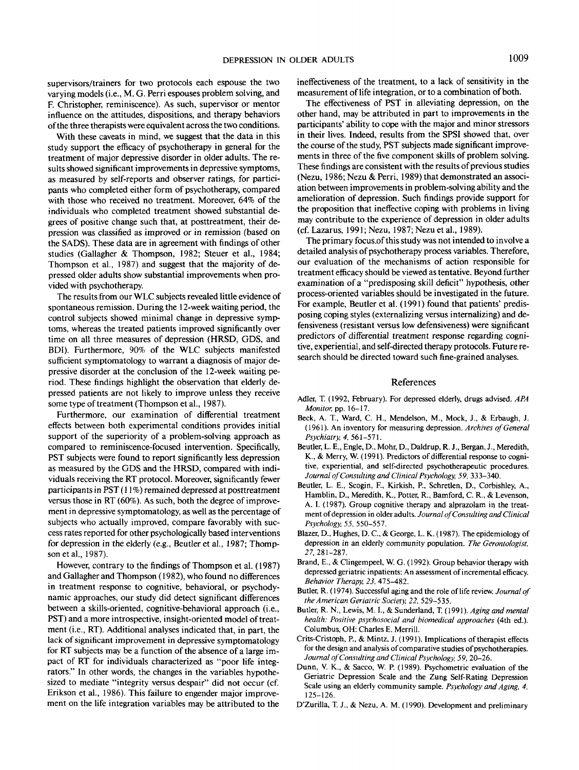supervisors/trainers for two protocols each espouse the two varying models (i.e., M. G. Perri espouses problem solving, and F. Christopher, reminiscence). As such, supervisor or mentor influence on the attitudes, dispositions, and therapy behaviors of the three therapists were equivalent across the two conditions.

With these caveats in mind, we suggest that the data in this study support the efficacy of psychotherapy in general for the treatment of major depressive disorder in older adults. The results showed significant improvements in depressive symptoms, as measured by self-reports and observer ratings, for participants who completed either form of psychotherapy, compared with those who received no treatment. Moreover, 64% of the individuals who completed treatment showed substantial degrees of positive change such that, at posttreatment, their depression was classified as improved or in remission (based on the SADS). These data are in agreement with findings of other studies (Gallagher & Thompson, 1982; Steuer et al., 1984; Thompson et al., 1987) and suggest that the majority of depressed older adults show substantial improvements when provided with psychotherapy.

The results from our WLC subjects revealed little evidence of spontaneous remission. During the 12-week waiting period, the control subjects showed minimal change in depressive symptoms, whereas the treated patients improved significantly over time on all three measures of depression (HRSD, GDS, and BDI). Furthermore, 90% of the WLC subjects manifested sufficient symptomatology to warrant a diagnosis of major depressive disorder at the conclusion of the 12-week waiting period. These findings highlight the observation that elderly depressed patients are not likely to improve unless they receive some type of treatment (Thompson et al., 1987).

Furthermore, our examination of differential treatment effects between both experimental conditions provides initial support of the superiority of a problem-solving approach as compared to reminiscence-focused intervention. Specifically, PST subjects were found to report significantly less depression as measured by the GDS and the HRSD, compared with individuals receiving the RT protocol. Moreover, significantly fewer participants in PST (11%) remained depressed at posttreatment versus those in RT (60%). As such, both the degree of improvement in depressive symptomatology, as well as the percentage of subjects who actually improved, compare favorably with success rates reported for other psychologically based interventions for depression in the elderly (e.g., Beutler et al., 1987; Thompson et al., 1987).

However, contrary to the findings of Thompson et al. (1987) and Gallagher and Thompson (1982), who found no differences in treatment response to cognitive, behavioral, or psychodynamic approaches, our study did detect significant differences between a skills-oriented, cognitive-behavioral approach (i.e., PST) and a more introspective, insight-oriented model of treatment (i.e., RT). Additional analyses indicated that, in part, the lack of significant improvement in depressive symptomatology for RT subjects may be a function of the absence of a large impact of RT for individuals characterized as "poor life integrators." In other words, the changes in the variables hypothesized to mediate "integrity versus despair" did not occur (cf. Erikson et al., 1986). This failure to engender major improvement on the life integration variables may be attributed to the ineffectiveness of the treatment, to a lack of sensitivity in the measurement of life integration, or to a combination of both.

The effectiveness of PST in alleviating depression, on the other hand, may be attributed in part to improvements in the participants' ability to cope with the major and minor stressors in their lives. Indeed, results from the SPSI showed that, over the course of the study, PST subjects made significant improvements in three of the five component skills of problem solving. These findings are consistent with the results of previous studies (Nezu, 1986; Nezu & Perri, 1989) that demonstrated an association between improvements in problem-solving ability and the amelioration of depression. Such findings provide support for the proposition that ineffective coping with problems in living may contribute to the experience of depression in older adults (cf. Lazarus, 1991; Nezu, 1987; Nezu et al., 1989).

The primary focus of this study was not intended to involve a detailed analysis of psychotherapy process variables. Therefore, our evaluation of the mechanisms of action responsible for treatment efficacy should be viewed as tentative. Beyond further examination of a "predisposing skill deficit" hypothesis, other process-oriented variables should be investigated in the future. For example, Beutler et al. (1991) found that patients' predisposing coping styles (externalizing versus internalizing) and defensiveness (resistant versus low defensiveness) were significant predictors of differential treatment response regarding cognitive, experiential, and self-directed therapy protocols. Future research should be directed toward such fine-grained analyses.

## References

Adler, T. (1992, February). For depressed elderly, drugs advised. *APA Monitor,* pp. 16–17.

Beck, A. T., Ward, C. H., Mendelson, M., Mock, J., & Erbaugh, J. (1961). An inventory for measuring depression. *Archives of General Psychiatry, 4,* 561–571.

Beutler, L. E., Engle, D., Mohr, D., Daldrup, R. J., Bergan, J., Meredith, K., & Merry, W. (1991). Predictors of differential response to cognitive, experiential, and self-directed psychotherapeutic procedures. *Journal of Consulting and Clinical Psychology, 59,* 333–340.

Beutler, L. E., Scogin, F., Kirkish, P., Schretlen, D., Corbishley, A., Hamblin, D., Meredith, K., Potter, R., Bamford, C. R., & Levenson, A. I. (1987). Group cognitive therapy and alprazolam in the treatment of depression in older adults. *Journal of Consulting and Clinical Psychology, 55,* 550–557.

Blazer, D., Hughes, D. C., & George, L. K. (1987). The epidemiology of depression in an elderly community population. *The Gerontologist, 27,* 281–287.

Brand, E., & Clingempeel, W. G. (1992). Group behavior therapy with depressed geriatric inpatients: An assessment of incremental efficacy. *Behavior Therapy, 23,* 475–482.

Butler, R. (1974). Successful aging and the role of life review. *Journal of the American Geriatric Society, 22,* 529–535.

Butler, R. N., Lewis, M. I., & Sunderland, T. (1991). *Aging and mental health: Positive psychosocial and biomedical approaches* (4th ed.). Columbus, OH: Charles E. Merrill.

Crits-Cristoph, P., & Mintz, J. (1991). Implications of therapist effects for the design and analysis of comparative studies of psychotherapies. *Journal of Consulting and Clinical Psychology, 59,* 20–26.

Dunn, V. K., & Sacco, W. P. (1989). Psychometric evaluation of the Geriatric Depression Scale and the Zung Self-Rating Depression Scale using an elderly community sample. *Psychology and Aging, 4,* 125–126.

D'Zurilla, T. J., & Nezu, A. M. (1990). Development and preliminary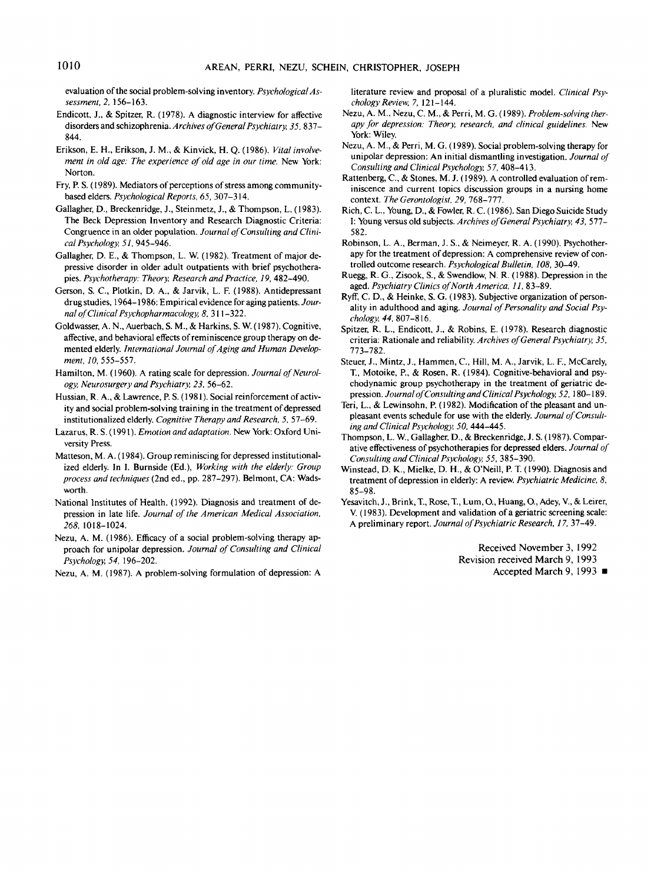evaluation of the social problem-solving inventory. *Psychological Assessment, 2,* 156–163.

Endicott, J., & Spitzer, R. (1978). A diagnostic interview for affective disorders and schizophrenia. *Archives of General Psychiatry, 35,* 837–844.

Erikson, E. H., Erikson, J. M., & Kinvick, H. Q. (1986). *Vital involvement in old age: The experience of old age in our time.* New York: Norton.

Fry, P. S. (1989). Mediators of perceptions of stress among community-based elders. *Psychological Reports, 65,* 307–314.

Gallagher, D., Breckenridge, J., Steinmetz, J., & Thompson, L. (1983). The Beck Depression Inventory and Research Diagnostic Criteria: Congruence in an older population. *Journal of Consulting and Clinical Psychology, 51,* 945–946.

Gallagher, D. E., & Thompson, L. W. (1982). Treatment of major depressive disorder in older adult outpatients with brief psychotherapies. *Psychotherapy: Theory, Research and Practice, 19,* 482–490.

Gerson, S. C., Plotkin, D. A., & Jarvik, L. F. (1988). Antidepressant drug studies, 1964–1986: Empirical evidence for aging patients. *Journal of Clinical Psychopharmacology, 8,* 311–322.

Goldwasser, A. N., Auerbach, S. M., & Harkins, S. W. (1987). Cognitive, affective, and behavioral effects of reminiscence group therapy on demented elderly. *International Journal of Aging and Human Development, 10,* 555–557.

Hamilton, M. (1960). A rating scale for depression. *Journal of Neurology, Neurosurgery and Psychiatry, 23,* 56–62.

Hussian, R. A., & Lawrence, P. S. (1981). Social reinforcement of activity and social problem-solving training in the treatment of depressed institutionalized elderly. *Cognitive Therapy and Research, 5,* 57–69.

Lazarus, R. S. (1991). *Emotion and adaptation.* New York: Oxford University Press.

Matteson, M. A. (1984). Group reminiscing for depressed institutionalized elderly. In I. Burnside (Ed.), *Working with the elderly: Group process and techniques* (2nd ed., pp. 287–297). Belmont, CA: Wadsworth.

National Institutes of Health. (1992). Diagnosis and treatment of depression in late life. *Journal of the American Medical Association, 268,* 1018–1024.

Nezu, A. M. (1986). Efficacy of a social problem-solving therapy approach for unipolar depression. *Journal of Consulting and Clinical Psychology, 54,* 196–202.

Nezu, A. M. (1987). A problem-solving formulation of depression: A literature review and proposal of a pluralistic model. *Clinical Psychology Review, 7,* 121–144.

Nezu, A. M., Nezu, C. M., & Perri, M. G. (1989). *Problem-solving therapy for depression: Theory, research, and clinical guidelines.* New York: Wiley.

Nezu, A. M., & Perri, M. G. (1989). Social problem-solving therapy for unipolar depression: An initial dismantling investigation. *Journal of Consulting and Clinical Psychology, 57,* 408–413.

Rattenberg, C., & Stones, M. J. (1989). A controlled evaluation of reminiscence and current topics discussion groups in a nursing home context. *The Gerontologist, 29,* 768–777.

Rich, C. L., Young, D., & Fowler, R. C. (1986). San Diego Suicide Study I: Young versus old subjects. *Archives of General Psychiatry, 43,* 577–582.

Robinson, L. A., Berman, J. S., & Neimeyer, R. A. (1990). Psychotherapy for the treatment of depression: A comprehensive review of controlled outcome research. *Psychological Bulletin, 108,* 30–49.

Ruegg, R. G., Zisook, S., & Swendlow, N. R. (1988). Depression in the aged. *Psychiatry Clinics of North America, 11,* 83–89.

Ryff, C. D., & Heinke, S. G. (1983). Subjective organization of personality in adulthood and aging. *Journal of Personality and Social Psychology, 44,* 807–816.

Spitzer, R. L., Endicott, J., & Robins, E. (1978). Research diagnostic criteria: Rationale and reliability. *Archives of General Psychiatry, 35,* 773–782.

Steuer, J., Mintz, J., Hammen, C., Hill, M. A., Jarvik, L. F., McCarely, T., Motoike, P., & Rosen, R. (1984). Cognitive-behavioral and psychodynamic group psychotherapy in the treatment of geriatric depression. *Journal of Consulting and Clinical Psychology, 52,* 180–189.

Teri, L., & Lewinsohn, P. (1982). Modification of the pleasant and unpleasant events schedule for use with the elderly. *Journal of Consulting and Clinical Psychology, 50,* 444–445.

Thompson, L. W., Gallagher, D., & Breckenridge, J. S. (1987). Comparative effectiveness of psychotherapies for depressed elders. *Journal of Consulting and Clinical Psychology, 55,* 385–390.

Winstead, D. K., Mielke, D. H., & O'Neill, P. T. (1990). Diagnosis and treatment of depression in elderly: A review. *Psychiatric Medicine, 8,* 85–98.

Yesavitch, J., Brink, T., Rose, T., Lum, O., Huang, O., Adey, V., & Leirer, V. (1983). Development and validation of a geriatric screening scale: A preliminary report. *Journal of Psychiatric Research, 17,* 37–49.

Received November 3, 1992
Revision received March 9, 1993
Accepted March 9, 1993 ■